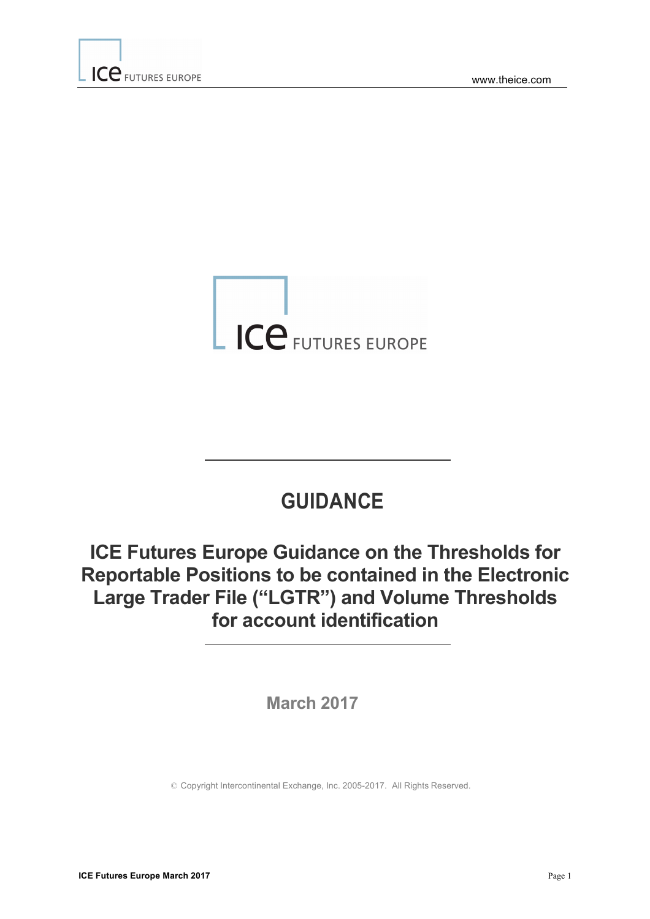# GUIDANCE

## ICE Futures Europe Guidance on the Thresholds for Reportable Positions to be contained in the Electronic Large Trader File ("LGTR") and Volume Thresholds for account identification

March 2017

© Copyright Intercontinental Exchange, Inc. 2005-2017. All Rights Reserved.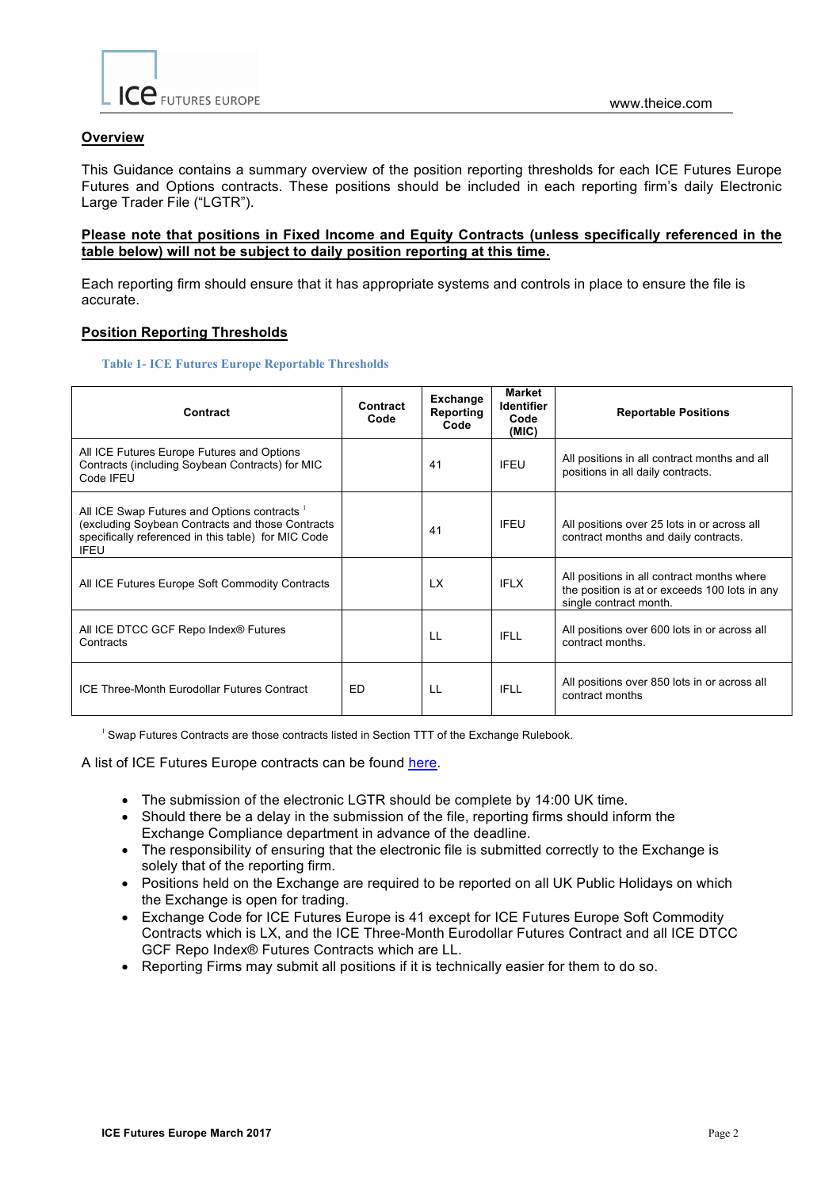## Overview

This Guidance contains a summary overview of the position reporting thresholds for each ICE Futures Europe Futures and Options contracts. These positions should be included in each reporting firm's daily Electronic Large Trader File ("LGTR").

**Please note that positions in Fixed Income and Equity Contracts (unless specifically referenced in the table below) will not be subject to daily position reporting at this time.**

Each reporting firm should ensure that it has appropriate systems and controls in place to ensure the file is accurate.

## Position Reporting Thresholds

**Table 1- ICE Futures Europe Reportable Thresholds**

| Contract | Contract Code | Exchange Reporting Code | Market Identifier Code (MIC) | Reportable Positions |
|---|---|---|---|---|
| All ICE Futures Europe Futures and Options Contracts (including Soybean Contracts) for MIC Code IFEU | | 41 | IFEU | All positions in all contract months and all positions in all daily contracts. |
| All ICE Swap Futures and Options contracts [1] (excluding Soybean Contracts and those Contracts specifically referenced in this table) for MIC Code IFEU | | 41 | IFEU | All positions over 25 lots in or across all contract months and daily contracts. |
| All ICE Futures Europe Soft Commodity Contracts | | LX | IFLX | All positions in all contract months where the position is at or exceeds 100 lots in any single contract month. |
| All ICE DTCC GCF Repo Index® Futures Contracts | | LL | IFLL | All positions over 600 lots in or across all contract months. |
| ICE Three-Month Eurodollar Futures Contract | ED | LL | IFLL | All positions over 850 lots in or across all contract months |

[1] Swap Futures Contracts are those contracts listed in Section TTT of the Exchange Rulebook.

A list of ICE Futures Europe contracts can be found here.

- The submission of the electronic LGTR should be complete by 14:00 UK time.
- Should there be a delay in the submission of the file, reporting firms should inform the Exchange Compliance department in advance of the deadline.
- The responsibility of ensuring that the electronic file is submitted correctly to the Exchange is solely that of the reporting firm.
- Positions held on the Exchange are required to be reported on all UK Public Holidays on which the Exchange is open for trading.
- Exchange Code for ICE Futures Europe is 41 except for ICE Futures Europe Soft Commodity Contracts which is LX, and the ICE Three-Month Eurodollar Futures Contract and all ICE DTCC GCF Repo Index® Futures Contracts which are LL.
- Reporting Firms may submit all positions if it is technically easier for them to do so.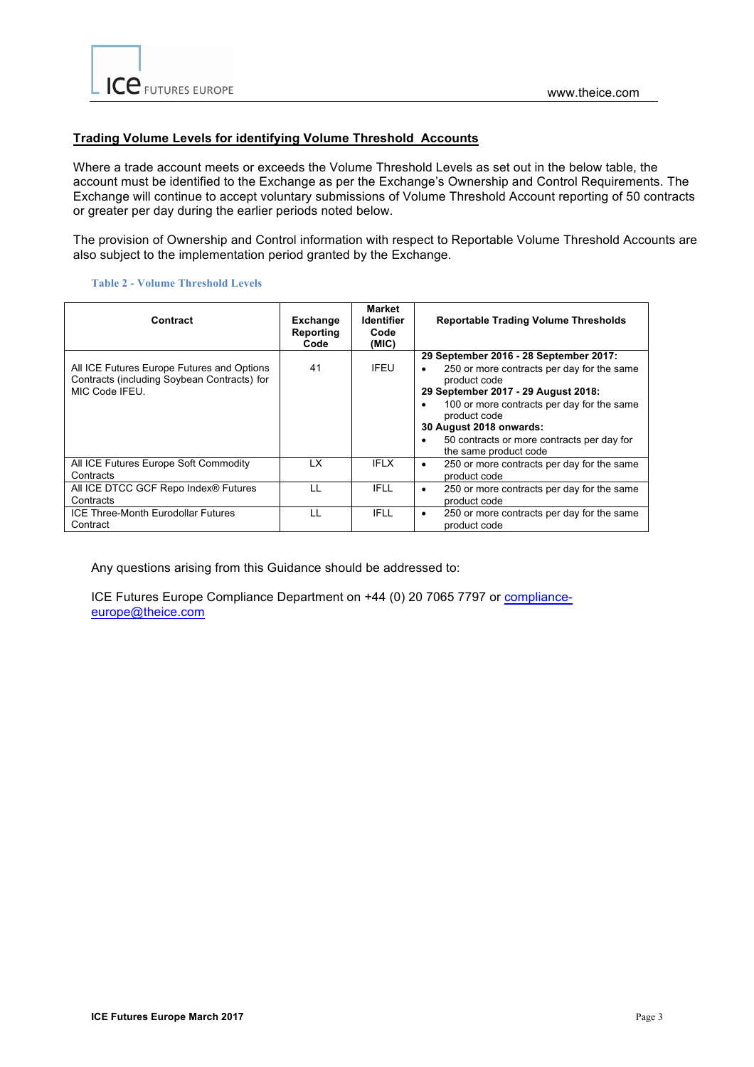## Trading Volume Levels for identifying Volume Threshold Accounts

Where a trade account meets or exceeds the Volume Threshold Levels as set out in the below table, the account must be identified to the Exchange as per the Exchange's Ownership and Control Requirements. The Exchange will continue to accept voluntary submissions of Volume Threshold Account reporting of 50 contracts or greater per day during the earlier periods noted below.

The provision of Ownership and Control information with respect to Reportable Volume Threshold Accounts are also subject to the implementation period granted by the Exchange.

**Table 2 - Volume Threshold Levels**

| Contract | Exchange Reporting Code | Market Identifier Code (MIC) | Reportable Trading Volume Thresholds |
|---|---|---|---|
| All ICE Futures Europe Futures and Options Contracts (including Soybean Contracts) for MIC Code IFEU. | 41 | IFEU | **29 September 2016 - 28 September 2017:** • 250 or more contracts per day for the same product code **29 September 2017 - 29 August 2018:** • 100 or more contracts per day for the same product code **30 August 2018 onwards:** • 50 contracts or more contracts per day for the same product code |
| All ICE Futures Europe Soft Commodity Contracts | LX | IFLX | • 250 or more contracts per day for the same product code |
| All ICE DTCC GCF Repo Index® Futures Contracts | LL | IFLL | • 250 or more contracts per day for the same product code |
| ICE Three-Month Eurodollar Futures Contract | LL | IFLL | • 250 or more contracts per day for the same product code |

Any questions arising from this Guidance should be addressed to:

ICE Futures Europe Compliance Department on +44 (0) 20 7065 7797 or compliance-europe@theice.com